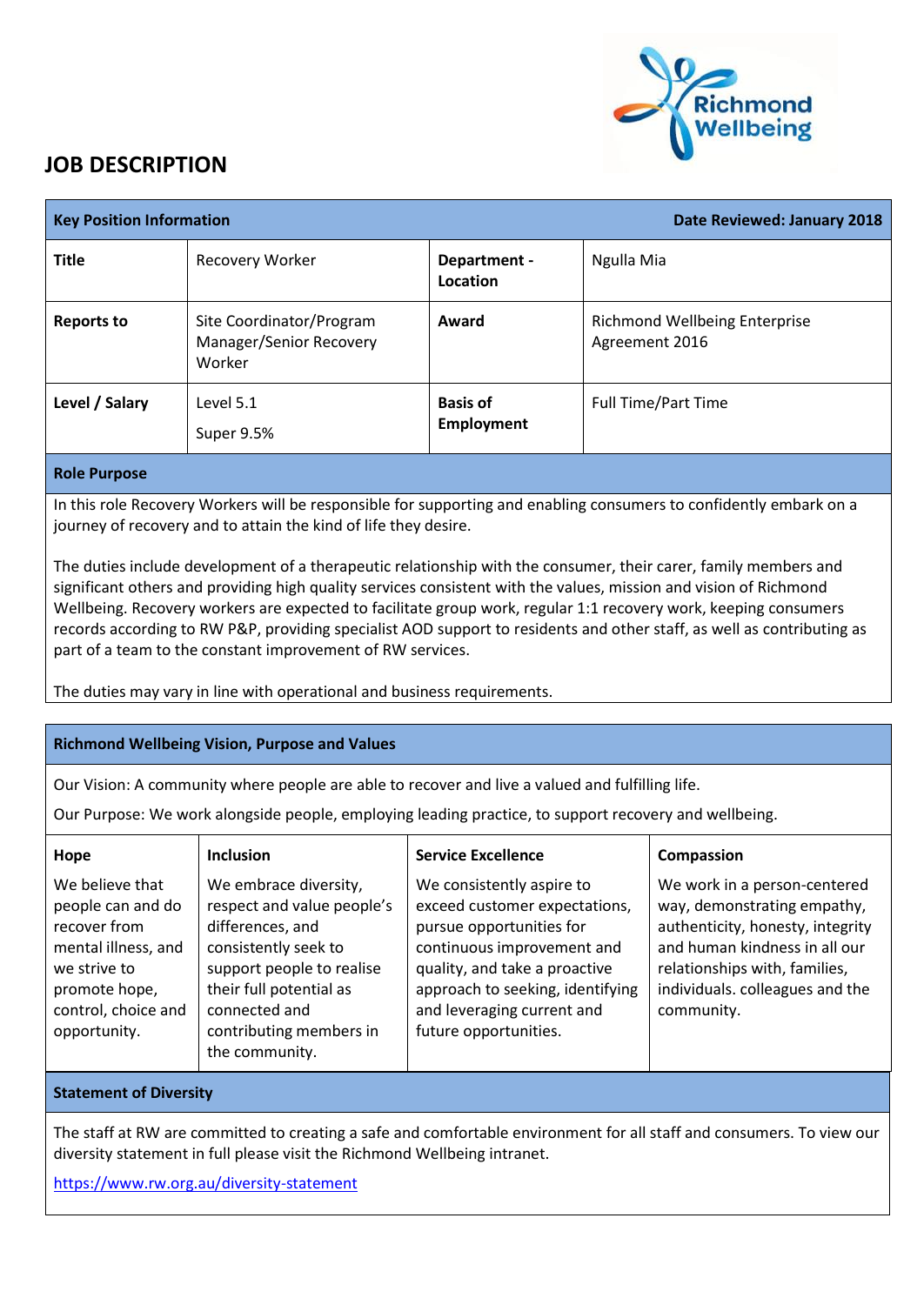# JOB DESCRIPTION

| Key Position Information | | Date Reviewed: January 2018 | |
|---|---|---|---|
| **Title** | Recovery Worker | **Department - Location** | Ngulla Mia |
| **Reports to** | Site Coordinator/Program Manager/Senior Recovery Worker | **Award** | Richmond Wellbeing Enterprise Agreement 2016 |
| **Level / Salary** | Level 5.1<br>Super 9.5% | **Basis of Employment** | Full Time/Part Time |

**Role Purpose**

In this role Recovery Workers will be responsible for supporting and enabling consumers to confidently embark on a journey of recovery and to attain the kind of life they desire.

The duties include development of a therapeutic relationship with the consumer, their carer, family members and significant others and providing high quality services consistent with the values, mission and vision of Richmond Wellbeing. Recovery workers are expected to facilitate group work, regular 1:1 recovery work, keeping consumers records according to RW P&P, providing specialist AOD support to residents and other staff, as well as contributing as part of a team to the constant improvement of RW services.

The duties may vary in line with operational and business requirements.

**Richmond Wellbeing Vision, Purpose and Values**

Our Vision: A community where people are able to recover and live a valued and fulfilling life.

Our Purpose: We work alongside people, employing leading practice, to support recovery and wellbeing.

| Hope | Inclusion | Service Excellence | Compassion |
|---|---|---|---|
| We believe that people can and do recover from mental illness, and we strive to promote hope, control, choice and opportunity. | We embrace diversity, respect and value people's differences, and consistently seek to support people to realise their full potential as connected and contributing members in the community. | We consistently aspire to exceed customer expectations, pursue opportunities for continuous improvement and quality, and take a proactive approach to seeking, identifying and leveraging current and future opportunities. | We work in a person-centered way, demonstrating empathy, authenticity, honesty, integrity and human kindness in all our relationships with, families, individuals. colleagues and the community. |

**Statement of Diversity**

The staff at RW are committed to creating a safe and comfortable environment for all staff and consumers. To view our diversity statement in full please visit the Richmond Wellbeing intranet.

https://www.rw.org.au/diversity-statement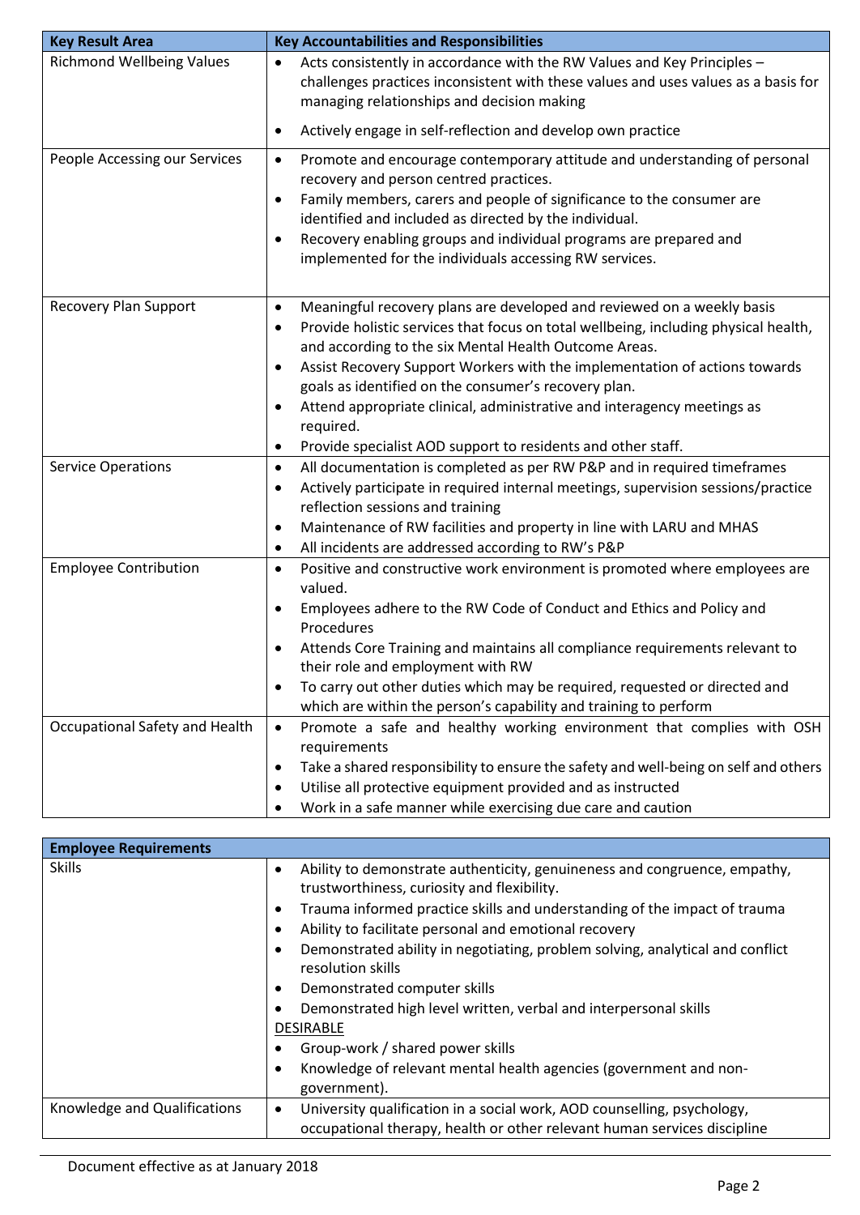| Key Result Area | Key Accountabilities and Responsibilities |
|---|---|
| Richmond Wellbeing Values | • Acts consistently in accordance with the RW Values and Key Principles – challenges practices inconsistent with these values and uses values as a basis for managing relationships and decision making<br>• Actively engage in self-reflection and develop own practice |
| People Accessing our Services | • Promote and encourage contemporary attitude and understanding of personal recovery and person centred practices.<br>• Family members, carers and people of significance to the consumer are identified and included as directed by the individual.<br>• Recovery enabling groups and individual programs are prepared and implemented for the individuals accessing RW services. |
| Recovery Plan Support | • Meaningful recovery plans are developed and reviewed on a weekly basis<br>• Provide holistic services that focus on total wellbeing, including physical health, and according to the six Mental Health Outcome Areas.<br>• Assist Recovery Support Workers with the implementation of actions towards goals as identified on the consumer's recovery plan.<br>• Attend appropriate clinical, administrative and interagency meetings as required.<br>• Provide specialist AOD support to residents and other staff. |
| Service Operations | • All documentation is completed as per RW P&P and in required timeframes<br>• Actively participate in required internal meetings, supervision sessions/practice reflection sessions and training<br>• Maintenance of RW facilities and property in line with LARU and MHAS<br>• All incidents are addressed according to RW's P&P |
| Employee Contribution | • Positive and constructive work environment is promoted where employees are valued.<br>• Employees adhere to the RW Code of Conduct and Ethics and Policy and Procedures<br>• Attends Core Training and maintains all compliance requirements relevant to their role and employment with RW<br>• To carry out other duties which may be required, requested or directed and which are within the person's capability and training to perform |
| Occupational Safety and Health | • Promote a safe and healthy working environment that complies with OSH requirements<br>• Take a shared responsibility to ensure the safety and well-being on self and others<br>• Utilise all protective equipment provided and as instructed<br>• Work in a safe manner while exercising due care and caution |

| Employee Requirements | |
|---|---|
| Skills | • Ability to demonstrate authenticity, genuineness and congruence, empathy, trustworthiness, curiosity and flexibility.<br>• Trauma informed practice skills and understanding of the impact of trauma<br>• Ability to facilitate personal and emotional recovery<br>• Demonstrated ability in negotiating, problem solving, analytical and conflict resolution skills<br>• Demonstrated computer skills<br>• Demonstrated high level written, verbal and interpersonal skills<br>DESIRABLE<br>• Group-work / shared power skills<br>• Knowledge of relevant mental health agencies (government and non-government). |
| Knowledge and Qualifications | • University qualification in a social work, AOD counselling, psychology, occupational therapy, health or other relevant human services discipline |

Document effective as at January 2018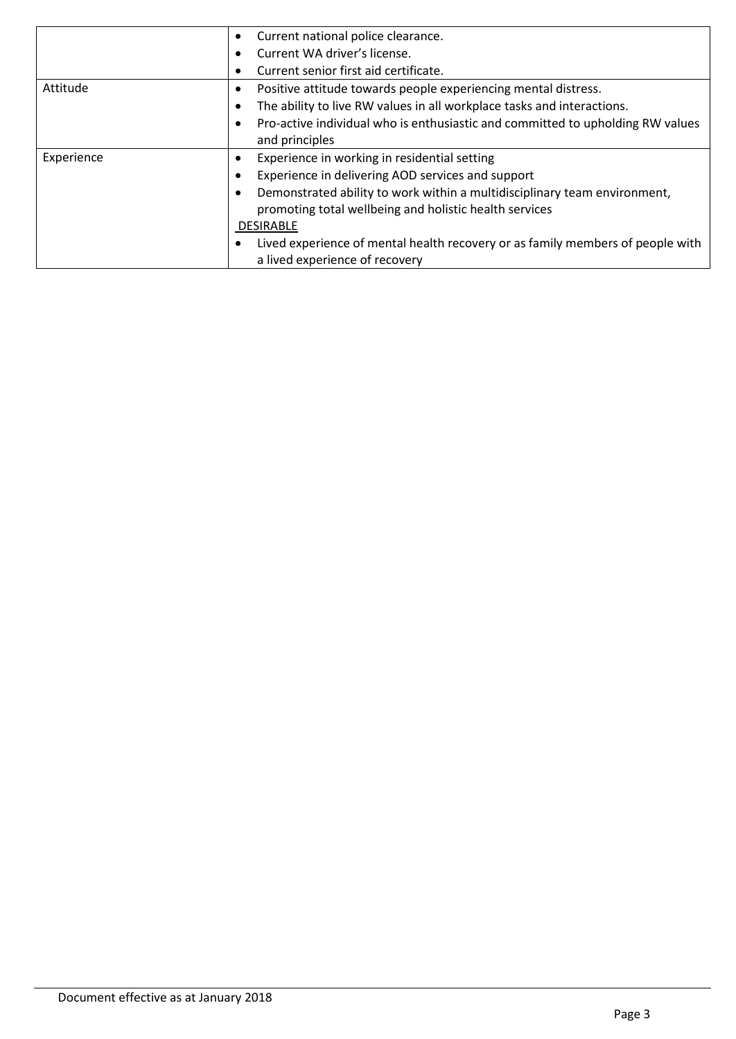| | |
|---|---|
| | • Current national police clearance.<br>• Current WA driver's license.<br>• Current senior first aid certificate. |
| Attitude | • Positive attitude towards people experiencing mental distress.<br>• The ability to live RW values in all workplace tasks and interactions.<br>• Pro-active individual who is enthusiastic and committed to upholding RW values and principles |
| Experience | • Experience in working in residential setting<br>• Experience in delivering AOD services and support<br>• Demonstrated ability to work within a multidisciplinary team environment, promoting total wellbeing and holistic health services<br><u>DESIRABLE</u><br>• Lived experience of mental health recovery or as family members of people with a lived experience of recovery |

Document effective as at January 2018